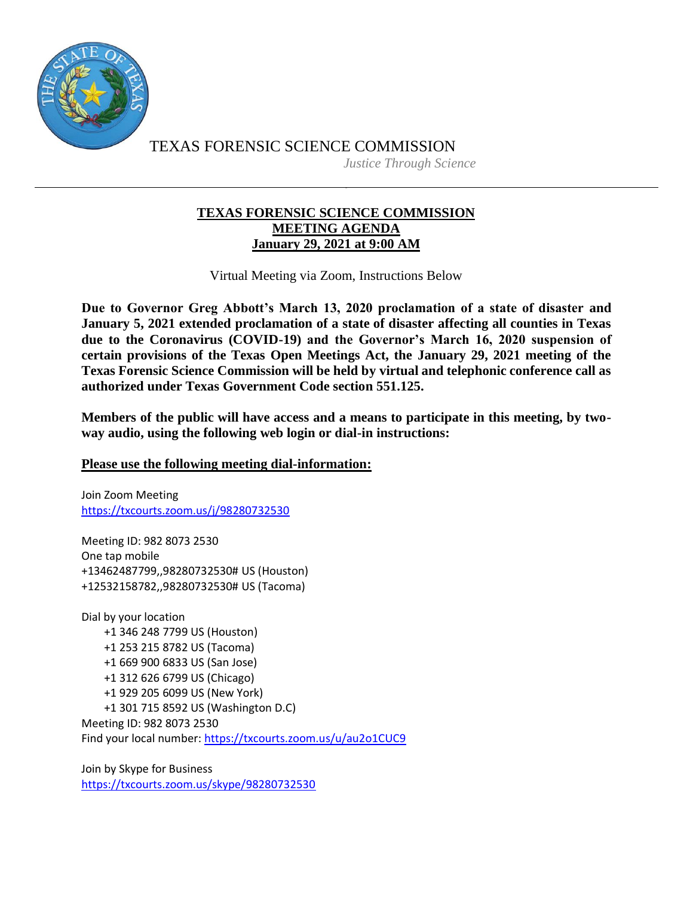TEXAS FORENSIC SCIENCE COMMISSION

*Justice Through Science*

---

# TEXAS FORENSIC SCIENCE COMMISSION
## MEETING AGENDA
## January 29, 2021 at 9:00 AM

Virtual Meeting via Zoom, Instructions Below

**Due to Governor Greg Abbott's March 13, 2020 proclamation of a state of disaster and January 5, 2021 extended proclamation of a state of disaster affecting all counties in Texas due to the Coronavirus (COVID-19) and the Governor's March 16, 2020 suspension of certain provisions of the Texas Open Meetings Act, the January 29, 2021 meeting of the Texas Forensic Science Commission will be held by virtual and telephonic conference call as authorized under Texas Government Code section 551.125.**

**Members of the public will have access and a means to participate in this meeting, by two-way audio, using the following web login or dial-in instructions:**

**Please use the following meeting dial-information:**

Join Zoom Meeting
https://txcourts.zoom.us/j/98280732530

Meeting ID: 982 8073 2530
One tap mobile
+13462487799,,98280732530# US (Houston)
+12532158782,,98280732530# US (Tacoma)

Dial by your location
- +1 346 248 7799 US (Houston)
- +1 253 215 8782 US (Tacoma)
- +1 669 900 6833 US (San Jose)
- +1 312 626 6799 US (Chicago)
- +1 929 205 6099 US (New York)
- +1 301 715 8592 US (Washington D.C)

Meeting ID: 982 8073 2530
Find your local number: https://txcourts.zoom.us/u/au2o1CUC9

Join by Skype for Business
https://txcourts.zoom.us/skype/98280732530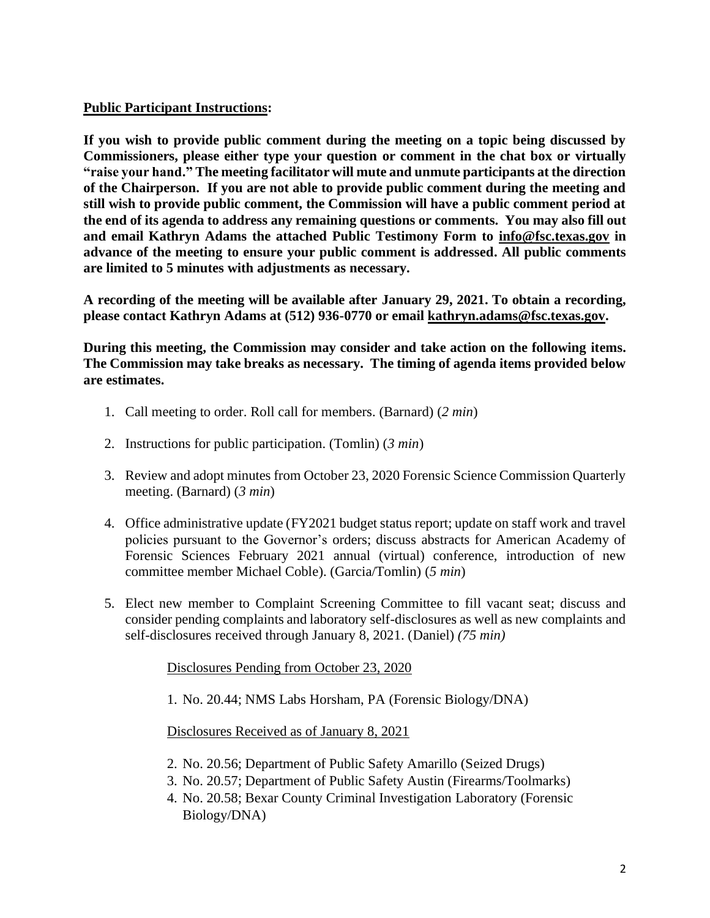**Public Participant Instructions:**

**If you wish to provide public comment during the meeting on a topic being discussed by Commissioners, please either type your question or comment in the chat box or virtually "raise your hand." The meeting facilitator will mute and unmute participants at the direction of the Chairperson. If you are not able to provide public comment during the meeting and still wish to provide public comment, the Commission will have a public comment period at the end of its agenda to address any remaining questions or comments. You may also fill out and email Kathryn Adams the attached Public Testimony Form to info@fsc.texas.gov in advance of the meeting to ensure your public comment is addressed. All public comments are limited to 5 minutes with adjustments as necessary.**

**A recording of the meeting will be available after January 29, 2021. To obtain a recording, please contact Kathryn Adams at (512) 936-0770 or email kathryn.adams@fsc.texas.gov.**

**During this meeting, the Commission may consider and take action on the following items. The Commission may take breaks as necessary. The timing of agenda items provided below are estimates.**

1. Call meeting to order. Roll call for members. (Barnard) (*2 min*)

2. Instructions for public participation. (Tomlin) (*3 min*)

3. Review and adopt minutes from October 23, 2020 Forensic Science Commission Quarterly meeting. (Barnard) (*3 min*)

4. Office administrative update (FY2021 budget status report; update on staff work and travel policies pursuant to the Governor's orders; discuss abstracts for American Academy of Forensic Sciences February 2021 annual (virtual) conference, introduction of new committee member Michael Coble). (Garcia/Tomlin) (*5 min*)

5. Elect new member to Complaint Screening Committee to fill vacant seat; discuss and consider pending complaints and laboratory self-disclosures as well as new complaints and self-disclosures received through January 8, 2021. (Daniel) *(75 min)*

   Disclosures Pending from October 23, 2020

   1. No. 20.44; NMS Labs Horsham, PA (Forensic Biology/DNA)

   Disclosures Received as of January 8, 2021

   2. No. 20.56; Department of Public Safety Amarillo (Seized Drugs)
   3. No. 20.57; Department of Public Safety Austin (Firearms/Toolmarks)
   4. No. 20.58; Bexar County Criminal Investigation Laboratory (Forensic Biology/DNA)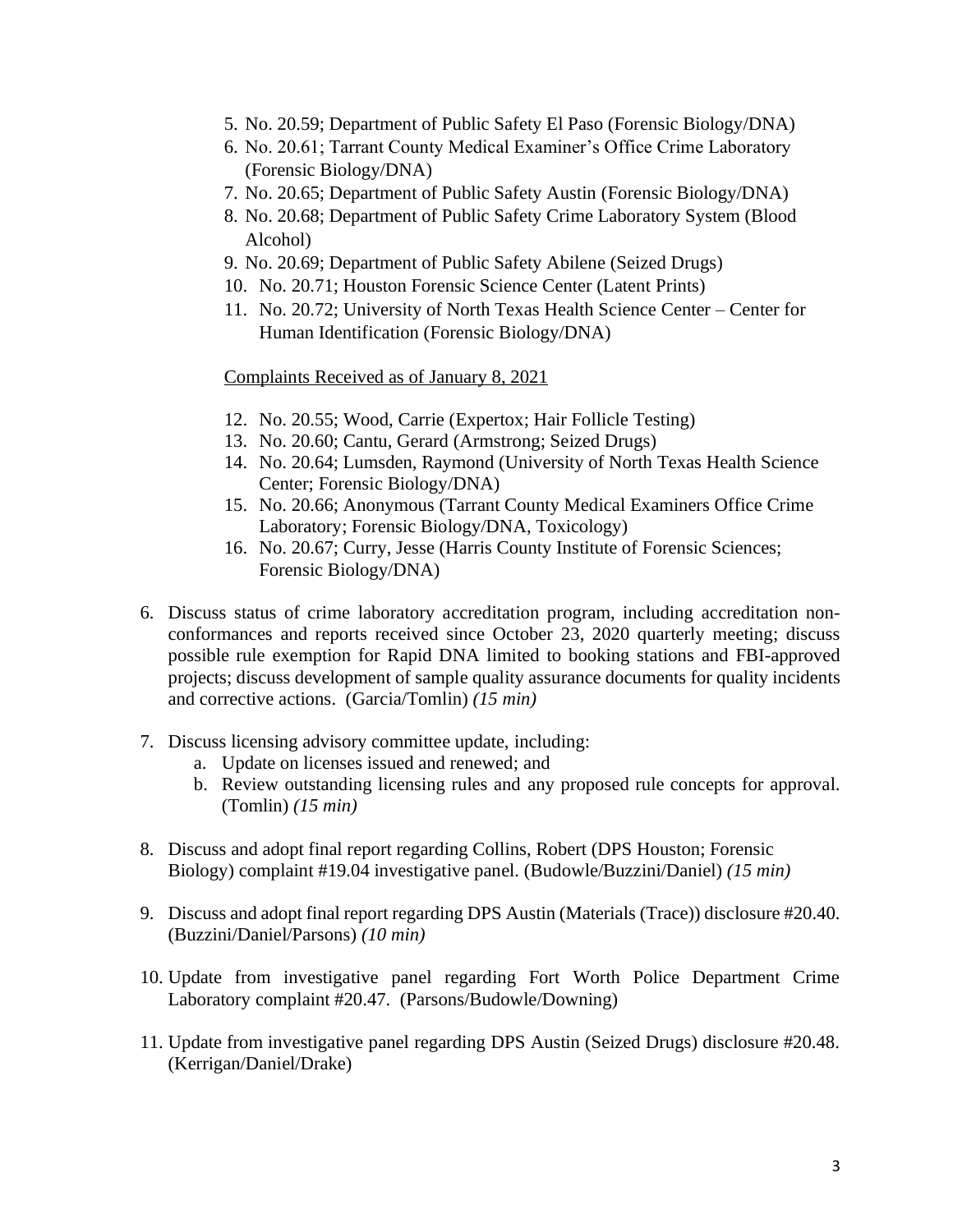5. No. 20.59; Department of Public Safety El Paso (Forensic Biology/DNA)
6. No. 20.61; Tarrant County Medical Examiner's Office Crime Laboratory (Forensic Biology/DNA)
7. No. 20.65; Department of Public Safety Austin (Forensic Biology/DNA)
8. No. 20.68; Department of Public Safety Crime Laboratory System (Blood Alcohol)
9. No. 20.69; Department of Public Safety Abilene (Seized Drugs)
10. No. 20.71; Houston Forensic Science Center (Latent Prints)
11. No. 20.72; University of North Texas Health Science Center – Center for Human Identification (Forensic Biology/DNA)

<u>Complaints Received as of January 8, 2021</u>

12. No. 20.55; Wood, Carrie (Expertox; Hair Follicle Testing)
13. No. 20.60; Cantu, Gerard (Armstrong; Seized Drugs)
14. No. 20.64; Lumsden, Raymond (University of North Texas Health Science Center; Forensic Biology/DNA)
15. No. 20.66; Anonymous (Tarrant County Medical Examiners Office Crime Laboratory; Forensic Biology/DNA, Toxicology)
16. No. 20.67; Curry, Jesse (Harris County Institute of Forensic Sciences; Forensic Biology/DNA)

6. Discuss status of crime laboratory accreditation program, including accreditation non-conformances and reports received since October 23, 2020 quarterly meeting; discuss possible rule exemption for Rapid DNA limited to booking stations and FBI-approved projects; discuss development of sample quality assurance documents for quality incidents and corrective actions. (Garcia/Tomlin) *(15 min)*

7. Discuss licensing advisory committee update, including:
   a. Update on licenses issued and renewed; and
   b. Review outstanding licensing rules and any proposed rule concepts for approval. (Tomlin) *(15 min)*

8. Discuss and adopt final report regarding Collins, Robert (DPS Houston; Forensic Biology) complaint #19.04 investigative panel. (Budowle/Buzzini/Daniel) *(15 min)*

9. Discuss and adopt final report regarding DPS Austin (Materials (Trace)) disclosure #20.40. (Buzzini/Daniel/Parsons) *(10 min)*

10. Update from investigative panel regarding Fort Worth Police Department Crime Laboratory complaint #20.47. (Parsons/Budowle/Downing)

11. Update from investigative panel regarding DPS Austin (Seized Drugs) disclosure #20.48. (Kerrigan/Daniel/Drake)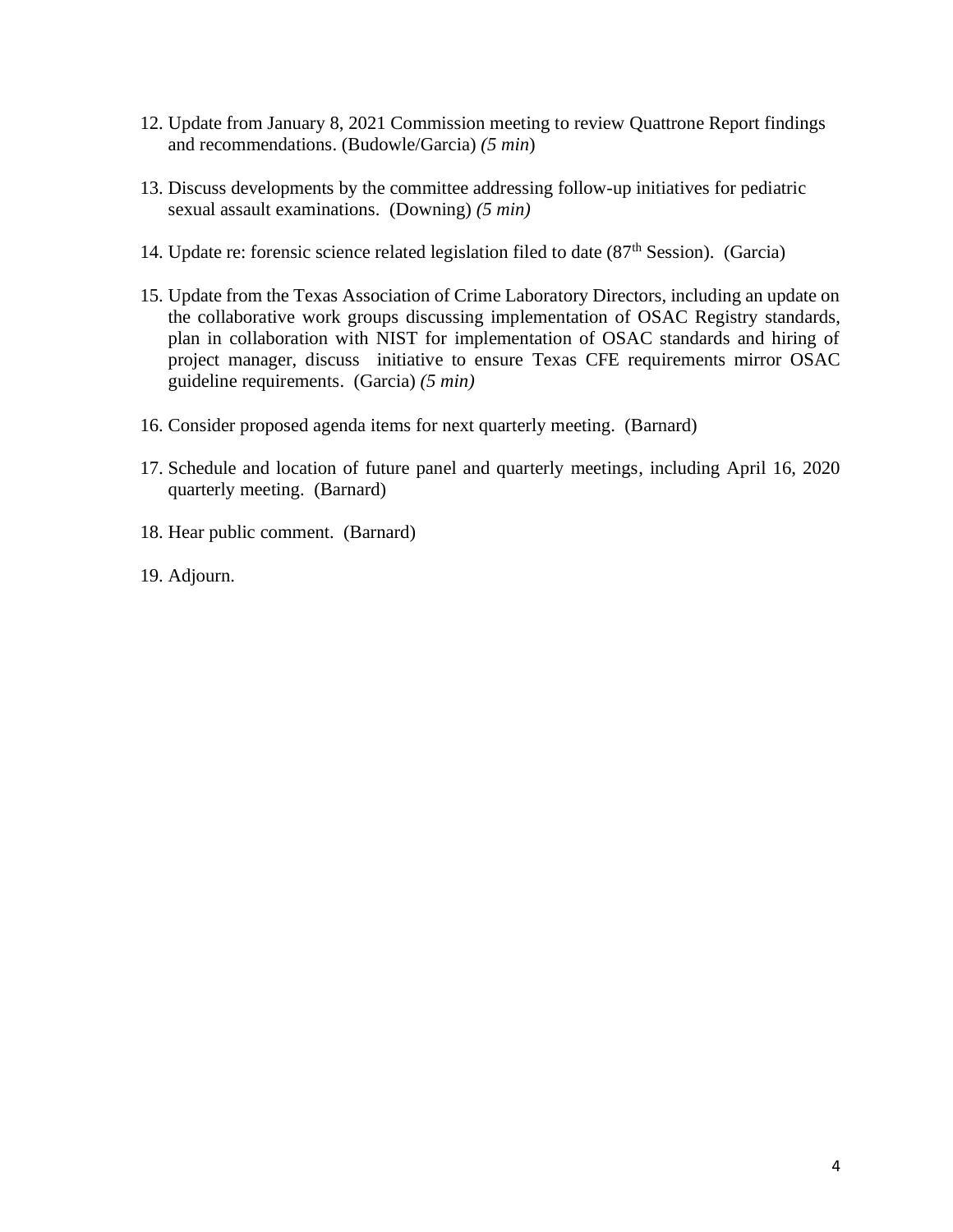12. Update from January 8, 2021 Commission meeting to review Quattrone Report findings and recommendations. (Budowle/Garcia) *(5 min)*

13. Discuss developments by the committee addressing follow-up initiatives for pediatric sexual assault examinations. (Downing) *(5 min)*

14. Update re: forensic science related legislation filed to date (87th Session). (Garcia)

15. Update from the Texas Association of Crime Laboratory Directors, including an update on the collaborative work groups discussing implementation of OSAC Registry standards, plan in collaboration with NIST for implementation of OSAC standards and hiring of project manager, discuss initiative to ensure Texas CFE requirements mirror OSAC guideline requirements. (Garcia) *(5 min)*

16. Consider proposed agenda items for next quarterly meeting. (Barnard)

17. Schedule and location of future panel and quarterly meetings, including April 16, 2020 quarterly meeting. (Barnard)

18. Hear public comment. (Barnard)

19. Adjourn.